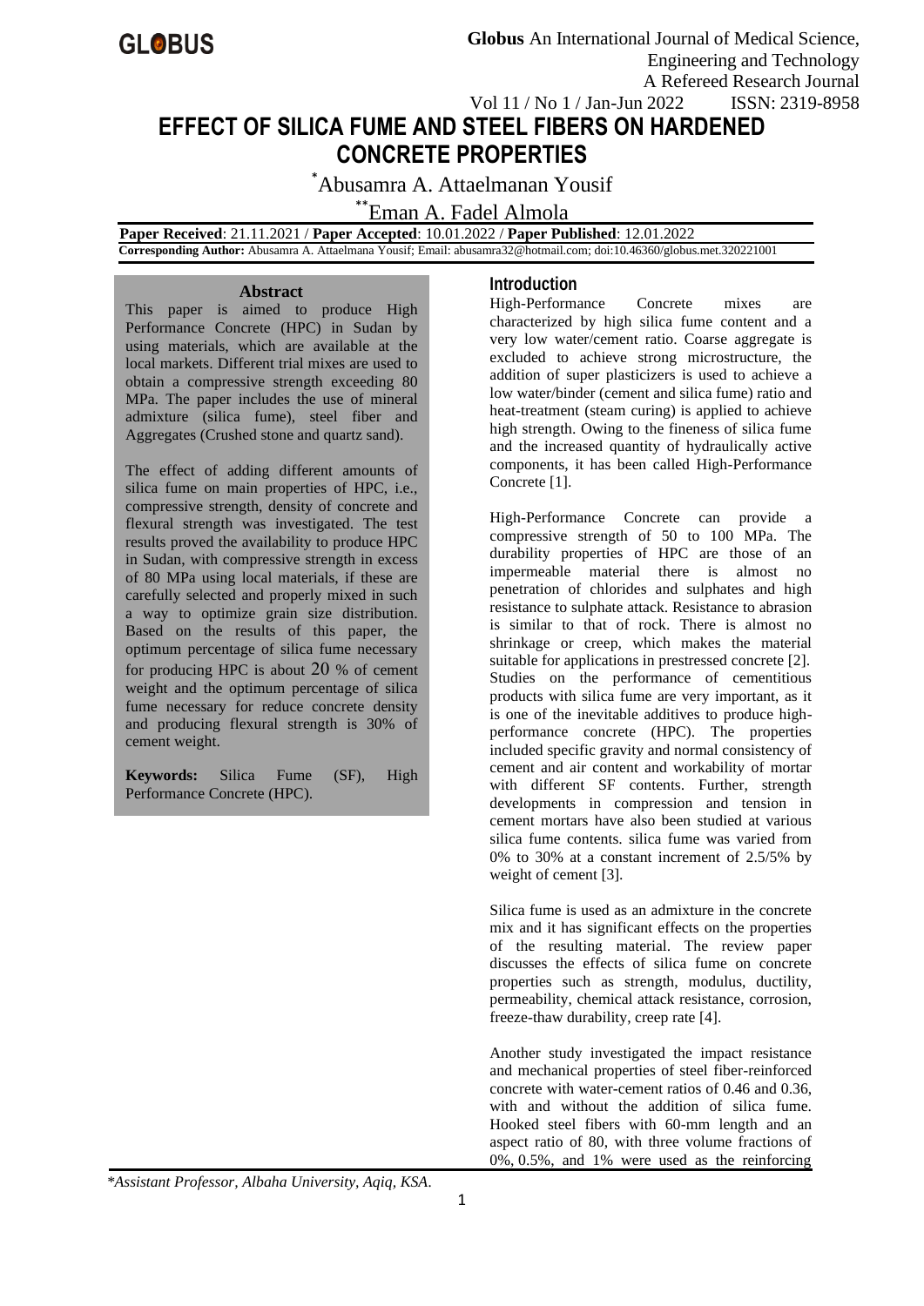# EFFECT OF SILICA FUME AND STEEL FIBERS ON HARDENED CONCRETE PROPERTIES

*Abusamra A. Attaelmanan Yousif

**Eman A. Fadel Almola

**Paper Received**: 21.11.2021 / **Paper Accepted**: 10.01.2022 / **Paper Published**: 12.01.2022

**Corresponding Author:** Abusamra A. Attaelmana Yousif; Email: abusamra32@hotmail.com; doi:10.46360/globus.met.320221001

## Abstract

This paper is aimed to produce High Performance Concrete (HPC) in Sudan by using materials, which are available at the local markets. Different trial mixes are used to obtain a compressive strength exceeding 80 MPa. The paper includes the use of mineral admixture (silica fume), steel fiber and Aggregates (Crushed stone and quartz sand).

The effect of adding different amounts of silica fume on main properties of HPC, i.e., compressive strength, density of concrete and flexural strength was investigated. The test results proved the availability to produce HPC in Sudan, with compressive strength in excess of 80 MPa using local materials, if these are carefully selected and properly mixed in such a way to optimize grain size distribution. Based on the results of this paper, the optimum percentage of silica fume necessary for producing HPC is about 20 % of cement weight and the optimum percentage of silica fume necessary for reduce concrete density and producing flexural strength is 30% of cement weight.

**Keywords:** Silica Fume (SF), High Performance Concrete (HPC).

## Introduction

High-Performance Concrete mixes are characterized by high silica fume content and a very low water/cement ratio. Coarse aggregate is excluded to achieve strong microstructure, the addition of super plasticizers is used to achieve a low water/binder (cement and silica fume) ratio and heat-treatment (steam curing) is applied to achieve high strength. Owing to the fineness of silica fume and the increased quantity of hydraulically active components, it has been called High-Performance Concrete [1].

High-Performance Concrete can provide a compressive strength of 50 to 100 MPa. The durability properties of HPC are those of an impermeable material there is almost no penetration of chlorides and sulphates and high resistance to sulphate attack. Resistance to abrasion is similar to that of rock. There is almost no shrinkage or creep, which makes the material suitable for applications in prestressed concrete [2]. Studies on the performance of cementitious products with silica fume are very important, as it is one of the inevitable additives to produce high-performance concrete (HPC). The properties included specific gravity and normal consistency of cement and air content and workability of mortar with different SF contents. Further, strength developments in compression and tension in cement mortars have also been studied at various silica fume contents. silica fume was varied from 0% to 30% at a constant increment of 2.5/5% by weight of cement [3].

Silica fume is used as an admixture in the concrete mix and it has significant effects on the properties of the resulting material. The review paper discusses the effects of silica fume on concrete properties such as strength, modulus, ductility, permeability, chemical attack resistance, corrosion, freeze-thaw durability, creep rate [4].

Another study investigated the impact resistance and mechanical properties of steel fiber-reinforced concrete with water-cement ratios of 0.46 and 0.36, with and without the addition of silica fume. Hooked steel fibers with 60-mm length and an aspect ratio of 80, with three volume fractions of 0%, 0.5%, and 1% were used as the reinforcing

*Assistant Professor, Albaha University, Aqiq, KSA.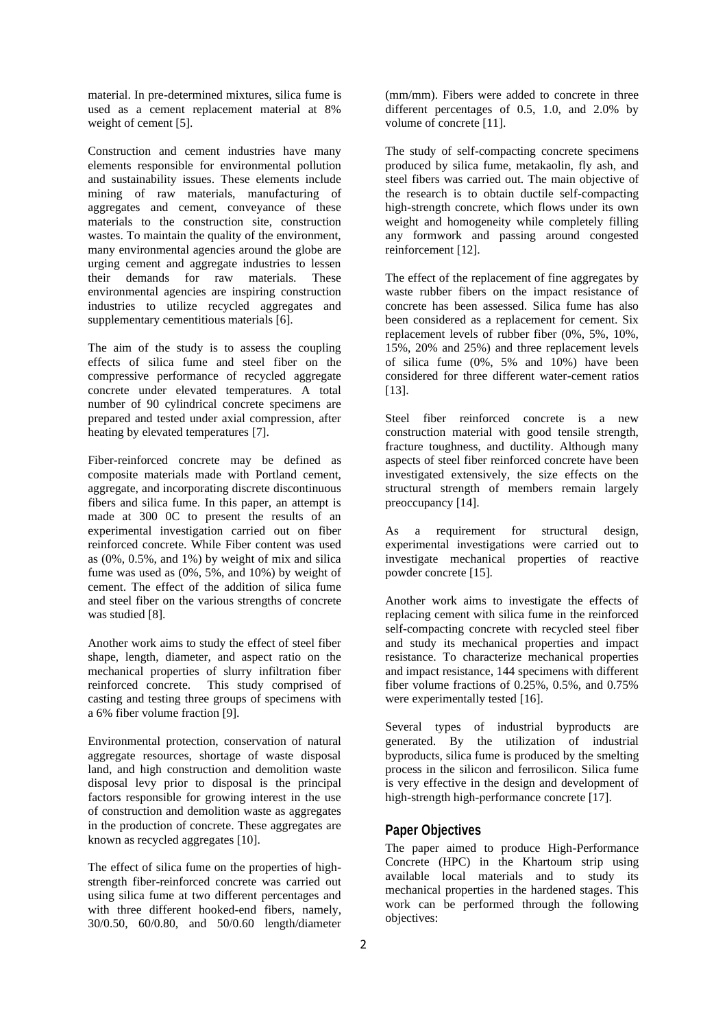material. In pre-determined mixtures, silica fume is used as a cement replacement material at 8% weight of cement [5].

Construction and cement industries have many elements responsible for environmental pollution and sustainability issues. These elements include mining of raw materials, manufacturing of aggregates and cement, conveyance of these materials to the construction site, construction wastes. To maintain the quality of the environment, many environmental agencies around the globe are urging cement and aggregate industries to lessen their demands for raw materials. These environmental agencies are inspiring construction industries to utilize recycled aggregates and supplementary cementitious materials [6].

The aim of the study is to assess the coupling effects of silica fume and steel fiber on the compressive performance of recycled aggregate concrete under elevated temperatures. A total number of 90 cylindrical concrete specimens are prepared and tested under axial compression, after heating by elevated temperatures [7].

Fiber-reinforced concrete may be defined as composite materials made with Portland cement, aggregate, and incorporating discrete discontinuous fibers and silica fume. In this paper, an attempt is made at 300 0C to present the results of an experimental investigation carried out on fiber reinforced concrete. While Fiber content was used as (0%, 0.5%, and 1%) by weight of mix and silica fume was used as (0%, 5%, and 10%) by weight of cement. The effect of the addition of silica fume and steel fiber on the various strengths of concrete was studied [8].

Another work aims to study the effect of steel fiber shape, length, diameter, and aspect ratio on the mechanical properties of slurry infiltration fiber reinforced concrete. This study comprised of casting and testing three groups of specimens with a 6% fiber volume fraction [9].

Environmental protection, conservation of natural aggregate resources, shortage of waste disposal land, and high construction and demolition waste disposal levy prior to disposal is the principal factors responsible for growing interest in the use of construction and demolition waste as aggregates in the production of concrete. These aggregates are known as recycled aggregates [10].

The effect of silica fume on the properties of high-strength fiber-reinforced concrete was carried out using silica fume at two different percentages and with three different hooked-end fibers, namely, 30/0.50, 60/0.80, and 50/0.60 length/diameter (mm/mm). Fibers were added to concrete in three different percentages of 0.5, 1.0, and 2.0% by volume of concrete [11].

The study of self-compacting concrete specimens produced by silica fume, metakaolin, fly ash, and steel fibers was carried out. The main objective of the research is to obtain ductile self-compacting high-strength concrete, which flows under its own weight and homogeneity while completely filling any formwork and passing around congested reinforcement [12].

The effect of the replacement of fine aggregates by waste rubber fibers on the impact resistance of concrete has been assessed. Silica fume has also been considered as a replacement for cement. Six replacement levels of rubber fiber (0%, 5%, 10%, 15%, 20% and 25%) and three replacement levels of silica fume (0%, 5% and 10%) have been considered for three different water-cement ratios [13].

Steel fiber reinforced concrete is a new construction material with good tensile strength, fracture toughness, and ductility. Although many aspects of steel fiber reinforced concrete have been investigated extensively, the size effects on the structural strength of members remain largely preoccupancy [14].

As a requirement for structural design, experimental investigations were carried out to investigate mechanical properties of reactive powder concrete [15].

Another work aims to investigate the effects of replacing cement with silica fume in the reinforced self-compacting concrete with recycled steel fiber and study its mechanical properties and impact resistance. To characterize mechanical properties and impact resistance, 144 specimens with different fiber volume fractions of 0.25%, 0.5%, and 0.75% were experimentally tested [16].

Several types of industrial byproducts are generated. By the utilization of industrial byproducts, silica fume is produced by the smelting process in the silicon and ferrosilicon. Silica fume is very effective in the design and development of high-strength high-performance concrete [17].

## Paper Objectives

The paper aimed to produce High-Performance Concrete (HPC) in the Khartoum strip using available local materials and to study its mechanical properties in the hardened stages. This work can be performed through the following objectives: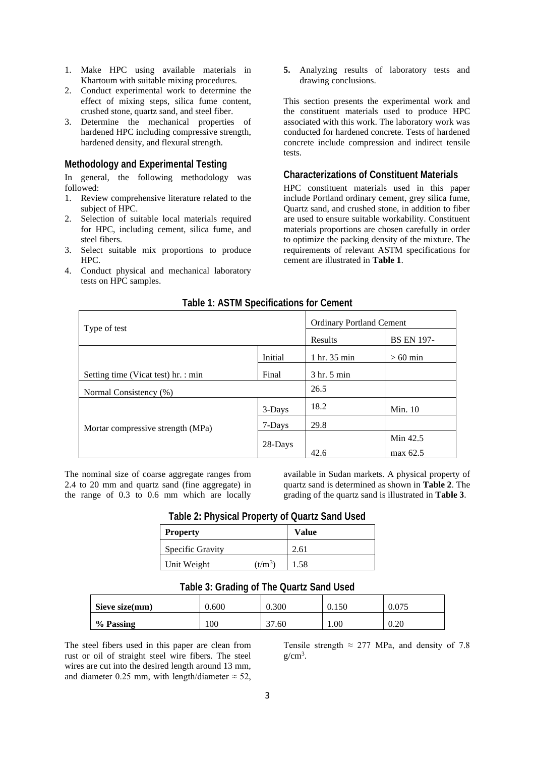1. Make HPC using available materials in Khartoum with suitable mixing procedures.
2. Conduct experimental work to determine the effect of mixing steps, silica fume content, crushed stone, quartz sand, and steel fiber.
3. Determine the mechanical properties of hardened HPC including compressive strength, hardened density, and flexural strength.

## Methodology and Experimental Testing

In general, the following methodology was followed:

1. Review comprehensive literature related to the subject of HPC.
2. Selection of suitable local materials required for HPC, including cement, silica fume, and steel fibers.
3. Select suitable mix proportions to produce HPC.
4. Conduct physical and mechanical laboratory tests on HPC samples.
5. **5.** Analyzing results of laboratory tests and drawing conclusions.

This section presents the experimental work and the constituent materials used to produce HPC associated with this work. The laboratory work was conducted for hardened concrete. Tests of hardened concrete include compression and indirect tensile tests.

## Characterizations of Constituent Materials

HPC constituent materials used in this paper include Portland ordinary cement, grey silica fume, Quartz sand, and crushed stone, in addition to fiber are used to ensure suitable workability. Constituent materials proportions are chosen carefully in order to optimize the packing density of the mixture. The requirements of relevant ASTM specifications for cement are illustrated in **Table 1**.

**Table 1: ASTM Specifications for Cement**

| Type of test | | Ordinary Portland Cement | |
|---|---|---|---|
| | | Results | BS EN 197- |
| Setting time (Vicat test) hr. : min | Initial | 1 hr. 35 min | > 60 min |
| | Final | 3 hr. 5 min | |
| Normal Consistency (%) | | 26.5 | |
| Mortar compressive strength (MPa) | 3-Days | 18.2 | Min. 10 |
| | 7-Days | 29.8 | |
| | 28-Days | 42.6 | Min 42.5 max 62.5 |

The nominal size of coarse aggregate ranges from 2.4 to 20 mm and quartz sand (fine aggregate) in the range of 0.3 to 0.6 mm which are locally available in Sudan markets. A physical property of quartz sand is determined as shown in **Table 2**. The grading of the quartz sand is illustrated in **Table 3**.

**Table 2: Physical Property of Quartz Sand Used**

| Property | Value |
|---|---|
| Specific Gravity | 2.61 |
| Unit Weight (t/m$^3$) | 1.58 |

**Table 3: Grading of The Quartz Sand Used**

| Sieve size(mm) | 0.600 | 0.300 | 0.150 | 0.075 |
|---|---|---|---|---|
| **% Passing** | 100 | 37.60 | 1.00 | 0.20 |

The steel fibers used in this paper are clean from rust or oil of straight steel wire fibers. The steel wires are cut into the desired length around 13 mm, and diameter 0.25 mm, with length/diameter ≈ 52, Tensile strength ≈ 277 MPa, and density of 7.8 g/cm$^3$.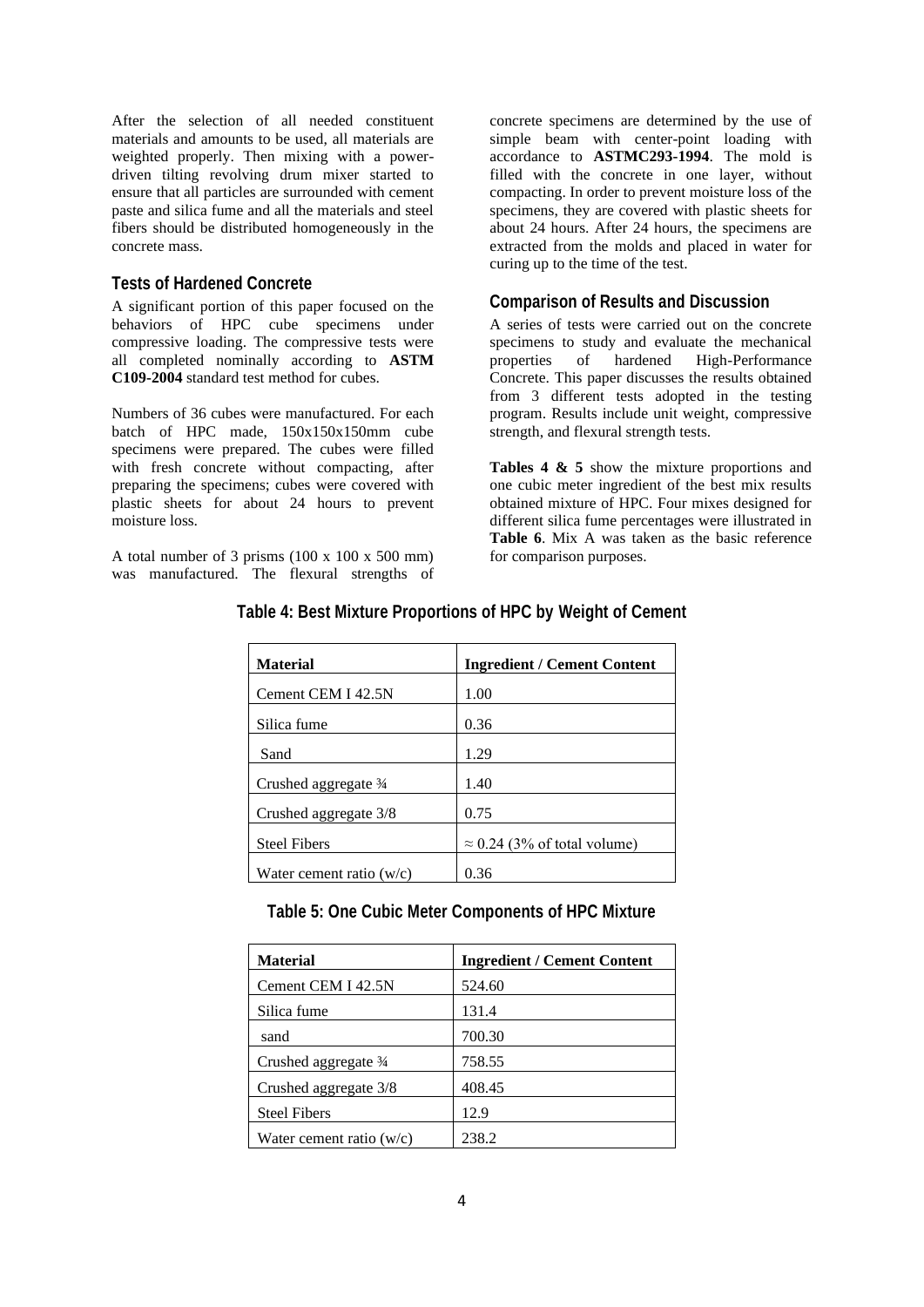After the selection of all needed constituent materials and amounts to be used, all materials are weighted properly. Then mixing with a power-driven tilting revolving drum mixer started to ensure that all particles are surrounded with cement paste and silica fume and all the materials and steel fibers should be distributed homogeneously in the concrete mass.

## Tests of Hardened Concrete

A significant portion of this paper focused on the behaviors of HPC cube specimens under compressive loading. The compressive tests were all completed nominally according to **ASTM C109-2004** standard test method for cubes.

Numbers of 36 cubes were manufactured. For each batch of HPC made, 150x150x150mm cube specimens were prepared. The cubes were filled with fresh concrete without compacting, after preparing the specimens; cubes were covered with plastic sheets for about 24 hours to prevent moisture loss.

A total number of 3 prisms (100 x 100 x 500 mm) was manufactured. The flexural strengths of concrete specimens are determined by the use of simple beam with center-point loading with accordance to **ASTMC293-1994**. The mold is filled with the concrete in one layer, without compacting. In order to prevent moisture loss of the specimens, they are covered with plastic sheets for about 24 hours. After 24 hours, the specimens are extracted from the molds and placed in water for curing up to the time of the test.

## Comparison of Results and Discussion

A series of tests were carried out on the concrete specimens to study and evaluate the mechanical properties of hardened High-Performance Concrete. This paper discusses the results obtained from 3 different tests adopted in the testing program. Results include unit weight, compressive strength, and flexural strength tests.

**Tables 4 & 5** show the mixture proportions and one cubic meter ingredient of the best mix results obtained mixture of HPC. Four mixes designed for different silica fume percentages were illustrated in **Table 6**. Mix A was taken as the basic reference for comparison purposes.

**Table 4: Best Mixture Proportions of HPC by Weight of Cement**

| Material | Ingredient / Cement Content |
|---|---|
| Cement CEM I 42.5N | 1.00 |
| Silica fume | 0.36 |
| Sand | 1.29 |
| Crushed aggregate ¾ | 1.40 |
| Crushed aggregate 3/8 | 0.75 |
| Steel Fibers | ≈ 0.24 (3% of total volume) |
| Water cement ratio (w/c) | 0.36 |

**Table 5: One Cubic Meter Components of HPC Mixture**

| Material | Ingredient / Cement Content |
|---|---|
| Cement CEM I 42.5N | 524.60 |
| Silica fume | 131.4 |
| sand | 700.30 |
| Crushed aggregate ¾ | 758.55 |
| Crushed aggregate 3/8 | 408.45 |
| Steel Fibers | 12.9 |
| Water cement ratio (w/c) | 238.2 |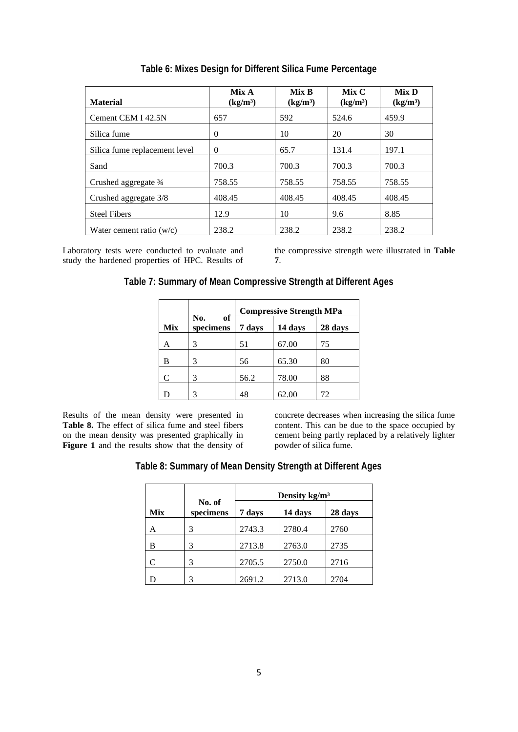**Table 6: Mixes Design for Different Silica Fume Percentage**

| Material | Mix A ($kg/m^3$) | Mix B ($kg/m^3$) | Mix C ($kg/m^3$) | Mix D ($kg/m^3$) |
|---|---|---|---|---|
| Cement CEM I 42.5N | 657 | 592 | 524.6 | 459.9 |
| Silica fume | 0 | 10 | 20 | 30 |
| Silica fume replacement level | 0 | 65.7 | 131.4 | 197.1 |
| Sand | 700.3 | 700.3 | 700.3 | 700.3 |
| Crushed aggregate ¾ | 758.55 | 758.55 | 758.55 | 758.55 |
| Crushed aggregate 3/8 | 408.45 | 408.45 | 408.45 | 408.45 |
| Steel Fibers | 12.9 | 10 | 9.6 | 8.85 |
| Water cement ratio (w/c) | 238.2 | 238.2 | 238.2 | 238.2 |

Laboratory tests were conducted to evaluate and study the hardened properties of HPC. Results of the compressive strength were illustrated in **Table 7**.

**Table 7: Summary of Mean Compressive Strength at Different Ages**

| Mix | No. of specimens | Compressive Strength MPa | | |
|---|---|---|---|---|
| | | 7 days | 14 days | 28 days |
| A | 3 | 51 | 67.00 | 75 |
| B | 3 | 56 | 65.30 | 80 |
| C | 3 | 56.2 | 78.00 | 88 |
| D | 3 | 48 | 62.00 | 72 |

Results of the mean density were presented in **Table 8.** The effect of silica fume and steel fibers on the mean density was presented graphically in **Figure 1** and the results show that the density of concrete decreases when increasing the silica fume content. This can be due to the space occupied by cement being partly replaced by a relatively lighter powder of silica fume.

**Table 8: Summary of Mean Density Strength at Different Ages**

| Mix | No. of specimens | Density $kg/m^3$ | | |
|---|---|---|---|---|
| | | 7 days | 14 days | 28 days |
| A | 3 | 2743.3 | 2780.4 | 2760 |
| B | 3 | 2713.8 | 2763.0 | 2735 |
| C | 3 | 2705.5 | 2750.0 | 2716 |
| D | 3 | 2691.2 | 2713.0 | 2704 |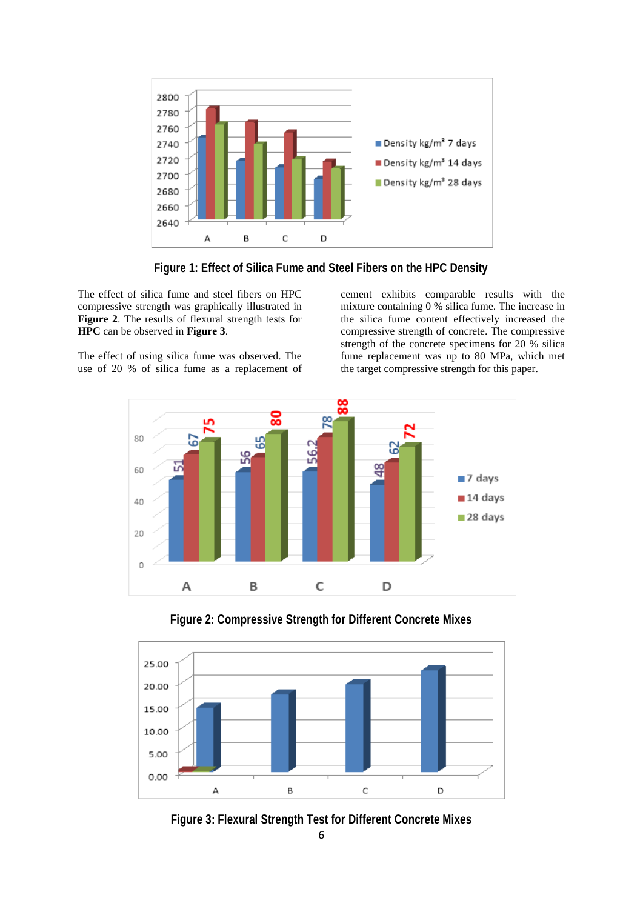**Figure 1: Effect of Silica Fume and Steel Fibers on the HPC Density**

The effect of silica fume and steel fibers on HPC compressive strength was graphically illustrated in **Figure 2**. The results of flexural strength tests for **HPC** can be observed in **Figure 3**.

The effect of using silica fume was observed. The use of 20 % of silica fume as a replacement of cement exhibits comparable results with the mixture containing 0 % silica fume. The increase in the silica fume content effectively increased the compressive strength of concrete. The compressive strength of the concrete specimens for 20 % silica fume replacement was up to 80 MPa, which met the target compressive strength for this paper.

**Figure 2: Compressive Strength for Different Concrete Mixes**

**Figure 3: Flexural Strength Test for Different Concrete Mixes**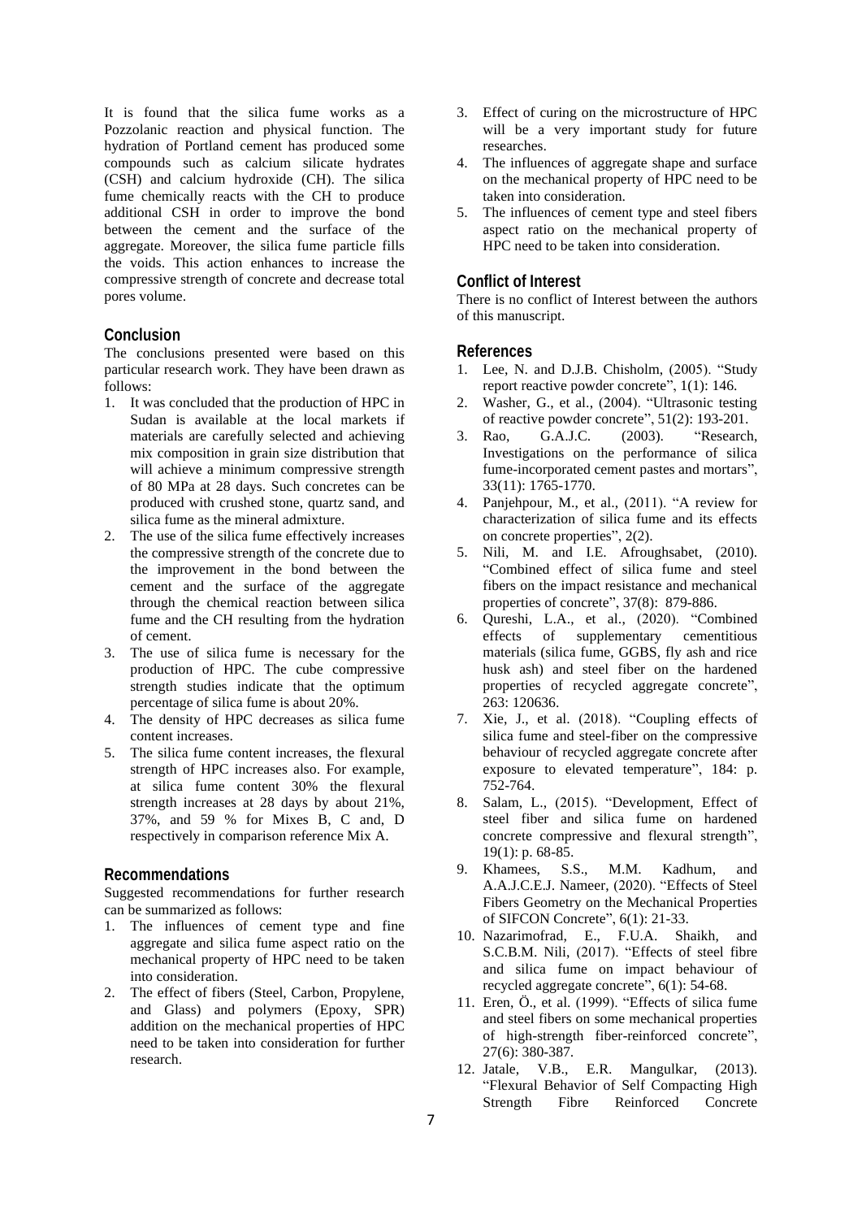It is found that the silica fume works as a Pozzolanic reaction and physical function. The hydration of Portland cement has produced some compounds such as calcium silicate hydrates (CSH) and calcium hydroxide (CH). The silica fume chemically reacts with the CH to produce additional CSH in order to improve the bond between the cement and the surface of the aggregate. Moreover, the silica fume particle fills the voids. This action enhances to increase the compressive strength of concrete and decrease total pores volume.

## Conclusion

The conclusions presented were based on this particular research work. They have been drawn as follows:

1. It was concluded that the production of HPC in Sudan is available at the local markets if materials are carefully selected and achieving mix composition in grain size distribution that will achieve a minimum compressive strength of 80 MPa at 28 days. Such concretes can be produced with crushed stone, quartz sand, and silica fume as the mineral admixture.
2. The use of the silica fume effectively increases the compressive strength of the concrete due to the improvement in the bond between the cement and the surface of the aggregate through the chemical reaction between silica fume and the CH resulting from the hydration of cement.
3. The use of silica fume is necessary for the production of HPC. The cube compressive strength studies indicate that the optimum percentage of silica fume is about 20%.
4. The density of HPC decreases as silica fume content increases.
5. The silica fume content increases, the flexural strength of HPC increases also. For example, at silica fume content 30% the flexural strength increases at 28 days by about 21%, 37%, and 59 % for Mixes B, C and, D respectively in comparison reference Mix A.

## Recommendations

Suggested recommendations for further research can be summarized as follows:

1. The influences of cement type and fine aggregate and silica fume aspect ratio on the mechanical property of HPC need to be taken into consideration.
2. The effect of fibers (Steel, Carbon, Propylene, and Glass) and polymers (Epoxy, SPR) addition on the mechanical properties of HPC need to be taken into consideration for further research.
3. Effect of curing on the microstructure of HPC will be a very important study for future researches.
4. The influences of aggregate shape and surface on the mechanical property of HPC need to be taken into consideration.
5. The influences of cement type and steel fibers aspect ratio on the mechanical property of HPC need to be taken into consideration.

## Conflict of Interest

There is no conflict of Interest between the authors of this manuscript.

## References

1. Lee, N. and D.J.B. Chisholm, (2005). "Study report reactive powder concrete", 1(1): 146.
2. Washer, G., et al., (2004). "Ultrasonic testing of reactive powder concrete", 51(2): 193-201.
3. Rao, G.A.J.C. (2003). "Research, Investigations on the performance of silica fume-incorporated cement pastes and mortars", 33(11): 1765-1770.
4. Panjehpour, M., et al., (2011). "A review for characterization of silica fume and its effects on concrete properties", 2(2).
5. Nili, M. and I.E. Afroughsabet, (2010). "Combined effect of silica fume and steel fibers on the impact resistance and mechanical properties of concrete", 37(8): 879-886.
6. Qureshi, L.A., et al., (2020). "Combined effects of supplementary cementitious materials (silica fume, GGBS, fly ash and rice husk ash) and steel fiber on the hardened properties of recycled aggregate concrete", 263: 120636.
7. Xie, J., et al. (2018). "Coupling effects of silica fume and steel-fiber on the compressive behaviour of recycled aggregate concrete after exposure to elevated temperature", 184: p. 752-764.
8. Salam, L., (2015). "Development, Effect of steel fiber and silica fume on hardened concrete compressive and flexural strength", 19(1): p. 68-85.
9. Khamees, S.S., M.M. Kadhum, and A.A.J.C.E.J. Nameer, (2020). "Effects of Steel Fibers Geometry on the Mechanical Properties of SIFCON Concrete", 6(1): 21-33.
10. Nazarimofrad, E., F.U.A. Shaikh, and S.C.B.M. Nili, (2017). "Effects of steel fibre and silica fume on impact behaviour of recycled aggregate concrete", 6(1): 54-68.
11. Eren, Ö., et al. (1999). "Effects of silica fume and steel fibers on some mechanical properties of high-strength fiber-reinforced concrete", 27(6): 380-387.
12. Jatale, V.B., E.R. Mangulkar, (2013). "Flexural Behavior of Self Compacting High Strength Fibre Reinforced Concrete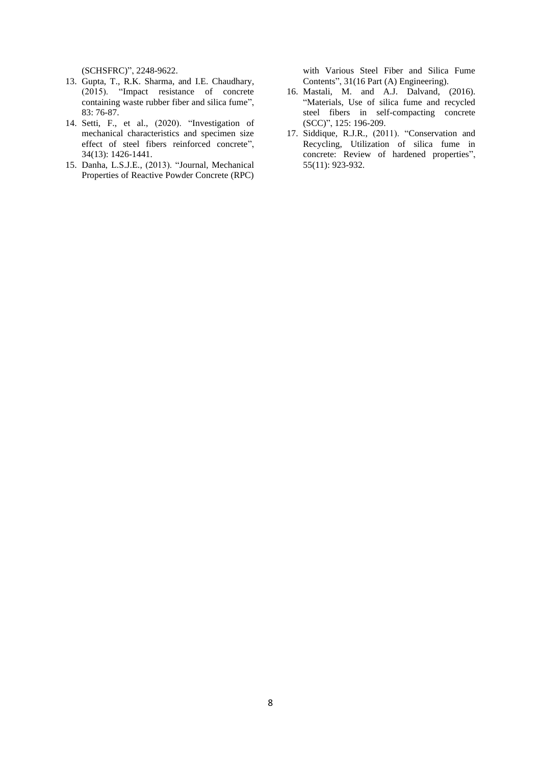(SCHSFRC)", 2248-9622.

13. Gupta, T., R.K. Sharma, and I.E. Chaudhary, (2015). "Impact resistance of concrete containing waste rubber fiber and silica fume", 83: 76-87.
14. Setti, F., et al., (2020). "Investigation of mechanical characteristics and specimen size effect of steel fibers reinforced concrete", 34(13): 1426-1441.
15. Danha, L.S.J.E., (2013). "Journal, Mechanical Properties of Reactive Powder Concrete (RPC) with Various Steel Fiber and Silica Fume Contents", 31(16 Part (A) Engineering).
16. Mastali, M. and A.J. Dalvand, (2016). "Materials, Use of silica fume and recycled steel fibers in self-compacting concrete (SCC)", 125: 196-209.
17. Siddique, R.J.R., (2011). "Conservation and Recycling, Utilization of silica fume in concrete: Review of hardened properties", 55(11): 923-932.